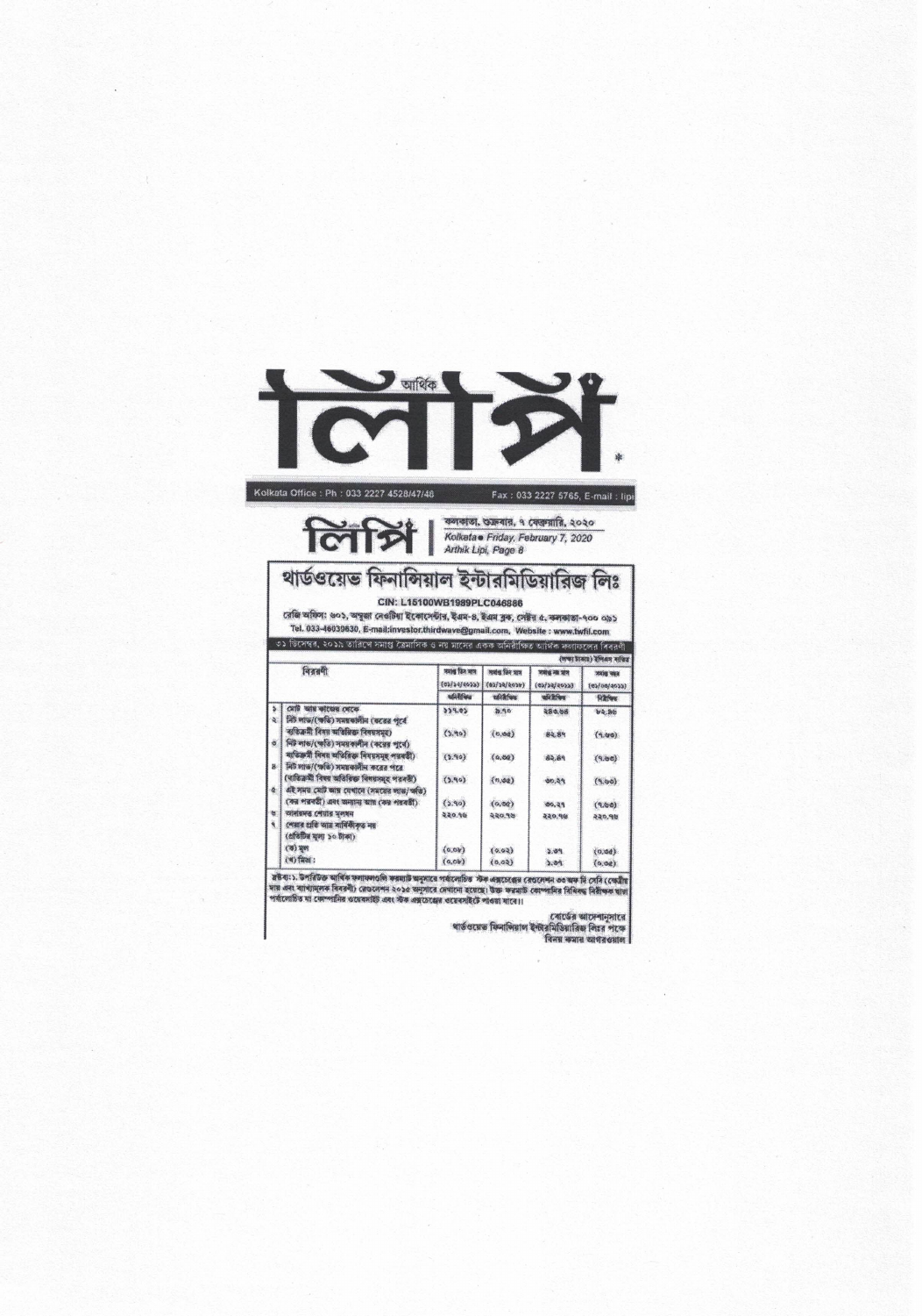# আর্থিক লিপি

Kolkata Office : Ph : 033 2227 4528/47/48 Fax : 033 2227 5765, E-mail : lipi

লিপি | কলকাতা, শুক্রবার, ৭ ফেব্রুয়ারি, ২০২০
Kolkata • Friday, February 7, 2020
Arthik Lipi, Page 8

## থার্ডওয়েভ ফিনান্সিয়াল ইন্টারমিডিয়ারিজ লিঃ

CIN: L15100WB1989PLC046886

রেজি অফিস: ৬০১, অম্বুজা নেওটিয়া ইকোসেন্টার, ইএম-৪, ইএম ব্লক, সেক্টর ৫, কলকাতা-৭০০ ০৯১

Tel. 033-46039630, E-mail:investor.thirdwave@gmail.com, Website : www.twfil.com

৩১ ডিসেম্বর, ২০১৯ তারিখে সমাপ্ত ত্রৈমাসিক ও নয় মাসের একক অনিরীক্ষিত আর্থিক ফলাফলের বিবরণী

(লক্ষ টাকায়) ইপিএস ব্যতীত

| | বিবরণী | সমাপ্ত তিন মাস (৩১/১২/২০১৯) | সমাপ্ত তিন মাস (৩১/১২/২০১৮) | সমাপ্ত নয় মাস (৩১/১২/২০১৯) | সমাপ্ত বছর (৩১/০৩/২০১৯) |
|---|---|---|---|---|---|
| | | অনিরীক্ষিত | অনিরীক্ষিত | অনিরীক্ষিত | নিরীক্ষিত |
| ১ | মোট আয় কাজের থেকে | ১১৭.৩১ | ৯.৭০ | ২৪৩.৬৪ | ৮২.৯৩ |
| ২ | নিট লাভ/(ক্ষতি) সময়কালীন (করের পূর্বে ব্যতিক্রমী বিষয় অতিরিক্ত বিষয়সমূহ) | (১.৭০) | (০.৩৫) | ৪২.৪৭ | (৭.৬৩) |
| ৩ | নিট লাভ/(ক্ষতি) সময়কালীন (করের পূর্বে) ব্যতিক্রমী বিষয় অতিরিক্ত বিষয়সমূহ পরবর্তী) | (১.৭০) | (০.৩৫) | ৪২.৪৭ | (৭.৬৩) |
| ৪ | নিট লাভ/(ক্ষতি) সময়কালীন করের পরে (ব্যতিক্রমী বিষয় অতিরিক্ত বিষয়সমূহ পরবর্তী) | (১.৭০) | (৩.৩৫) | ৩০.২৭ | (৭.৬৩) |
| ৫ | এই সময় মোট আয় যেখানে (সময়ের লাভ/ক্ষতি) (কর পরবর্তী) এবং অন্যান্য আয় (কর পরবর্তী) | (১.৭০) | (০.৩৫) | ৩০.২৭ | (৭.৬৩) |
| ৬ | আদায়দত্ত শেয়ার মূলধন | ২২০.৭৬ | ২২০.৭৬ | ২২০.৭৬ | ২২০.৭৬ |
| ৭ | শেয়ার প্রতি আয় সার্বিকীকৃত নয় (প্রতিটির মূল্য ১০ টাকা) | | | | |
| | (ক) মূল | (০.০৮) | (০.০২) | ১.৩৭ | (০.৩৫) |
| | (খ) মিশ্র : | (০.০৮) | (০.০২) | ১.৩৭ | (০.৩৫) |

দ্রষ্টব্য: ১. উপরিউক্ত আর্থিক ফলাফলগুলি ফরম্যাট অনুসারে পর্যালোচিত স্টক এক্সচেঞ্জের রেগুলেশন ৩৩ অফ দি সেবি (তালিকাভুক্ত দায় এবং বাধ্যতামূলক বিবরণী) রেগুলেশন ২০১৫ অনুসারে দেখানো হয়েছে। উক্ত ফরম্যাট কোম্পানির বিধিবদ্ধ নিরীক্ষক দ্বারা পর্যালোচিত যা কোম্পানির ওয়েবসাইট এবং স্টক এক্সচেঞ্জের ওয়েবসাইটে পাওয়া যাবে।

বোর্ডের আদেশানুসারে
থার্ডওয়েভ ফিনান্সিয়াল ইন্টারমিডিয়ারিজ লিঃর পক্ষে
বিনয় কুমার আগরওয়াল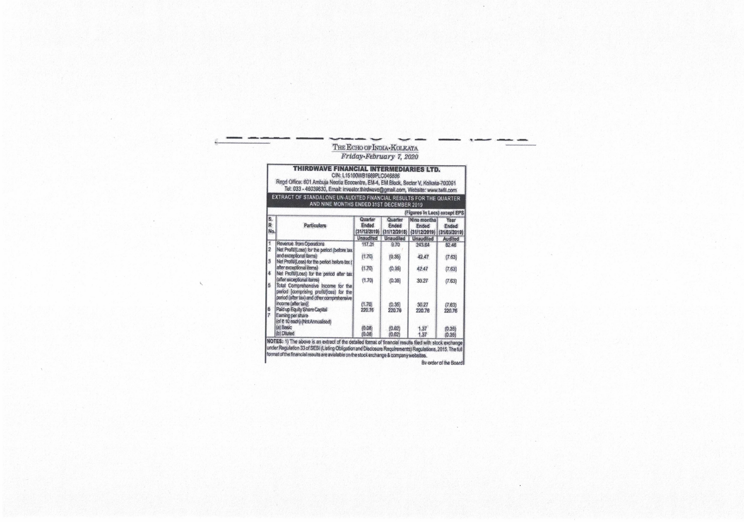THE ECHO OF INDIA-KOLKATA
*Friday-February 7, 2020*

## THIRDWAVE FINANCIAL INTERMEDIARIES LTD.

CIN: L15100WB1989PLC046886

Regd Office: 601 Ambuja Neotia Ecocentre, EM-4, EM Block, Sector V, Kolkata-700091

Tel: 033 - 46039630, Email: investor.thirdwave@gmail.com, Website: www.twfil.com

**EXTRACT OF STANDALONE UN-AUDITED FINANCIAL RESULTS FOR THE QUARTER AND NINE MONTHS ENDED 31ST DECEMBER 2019**

(Figures in Lacs) except EPS

| SR No. | Particulars | Quarter Ended (31/12/2019) | Quarter Ended (31/12/2018) | Nine months Ended (31/12/2019) | Year Ended (31/03/2019) |
|---|---|---|---|---|---|
| | | Unaudited | Unaudited | Unaudited | Audited |
| 1 | Revenue from Operations | 117.31 | 9.70 | 243.64 | 82.46 |
| 2 | Net Profit/(Loss) for the period (before tax and exceptional items) | (1.70) | (0.35) | 42.47 | (7.63) |
| 3 | Net Profit/(Loss) for the period before tax (after exceptional items) | (1.70) | (0.35) | 42.47 | (7.63) |
| 4 | Net Profit/(Loss) for the period after tax (after exceptional items) | (1.70) | (0.35) | 30.27 | (7.63) |
| 5 | Total Comprehensive Income for the period [comprising profit/(loss) for the period (after tax) and other comprehensive income (after tax)] | (1.70) | (0.35) | 30.27 | (7.63) |
| 6 | Paid up Equity Share Capital | 220.76 | 220.76 | 220.76 | 220.76 |
| 7 | Earning per share (of ₹ 10 each) (Not Annualised) | | | | |
| | (a) Basic | (0.08) | (0.02) | 1.37 | (0.35) |
| | (b) Diluted | (0.08) | (0.02) | 1.37 | (0.35) |

**NOTES:** 1) The above is an extract of the detailed format of financial results filed with stock exchange under Regulation 33 of SEBI (Listing Obligation and Disclosure Requirements) Regulations, 2015. The full format of the financial results are available on the stock exchange & company websites.

By order of the Board